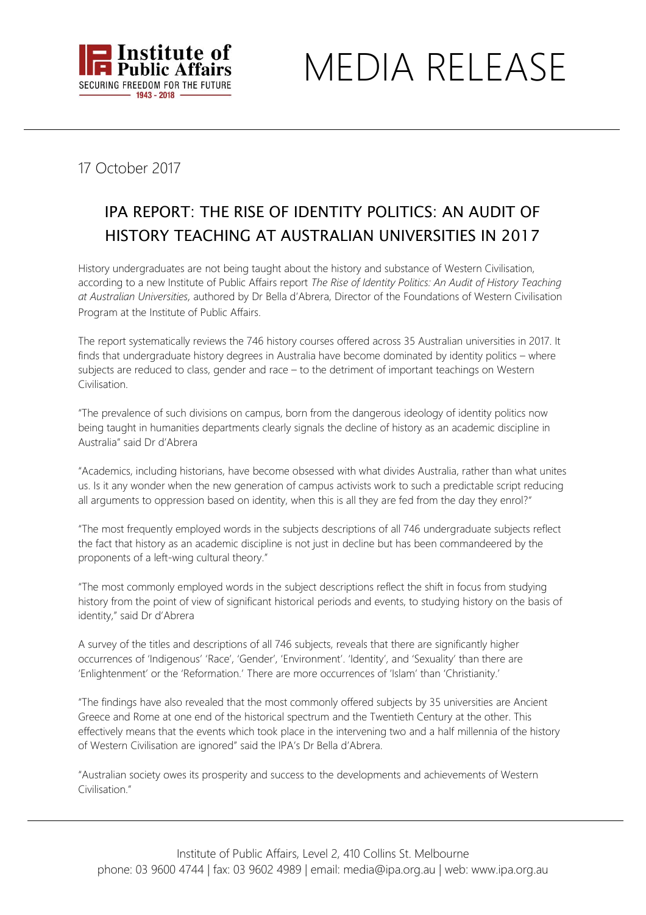# MEDIA RELEASE

17 October 2017

## IPA REPORT: THE RISE OF IDENTITY POLITICS: AN AUDIT OF HISTORY TEACHING AT AUSTRALIAN UNIVERSITIES IN 2017

History undergraduates are not being taught about the history and substance of Western Civilisation, according to a new Institute of Public Affairs report *The Rise of Identity Politics: An Audit of History Teaching at Australian Universities*, authored by Dr Bella d'Abrera, Director of the Foundations of Western Civilisation Program at the Institute of Public Affairs.

The report systematically reviews the 746 history courses offered across 35 Australian universities in 2017. It finds that undergraduate history degrees in Australia have become dominated by identity politics – where subjects are reduced to class, gender and race – to the detriment of important teachings on Western Civilisation.

"The prevalence of such divisions on campus, born from the dangerous ideology of identity politics now being taught in humanities departments clearly signals the decline of history as an academic discipline in Australia" said Dr d'Abrera

"Academics, including historians, have become obsessed with what divides Australia, rather than what unites us. Is it any wonder when the new generation of campus activists work to such a predictable script reducing all arguments to oppression based on identity, when this is all they are fed from the day they enrol?"

"The most frequently employed words in the subjects descriptions of all 746 undergraduate subjects reflect the fact that history as an academic discipline is not just in decline but has been commandeered by the proponents of a left-wing cultural theory."

"The most commonly employed words in the subject descriptions reflect the shift in focus from studying history from the point of view of significant historical periods and events, to studying history on the basis of identity," said Dr d'Abrera

A survey of the titles and descriptions of all 746 subjects, reveals that there are significantly higher occurrences of 'Indigenous' 'Race', 'Gender', 'Environment'. 'Identity', and 'Sexuality' than there are 'Enlightenment' or the 'Reformation.' There are more occurrences of 'Islam' than 'Christianity.'

"The findings have also revealed that the most commonly offered subjects by 35 universities are Ancient Greece and Rome at one end of the historical spectrum and the Twentieth Century at the other. This effectively means that the events which took place in the intervening two and a half millennia of the history of Western Civilisation are ignored" said the IPA's Dr Bella d'Abrera.

"Australian society owes its prosperity and success to the developments and achievements of Western Civilisation."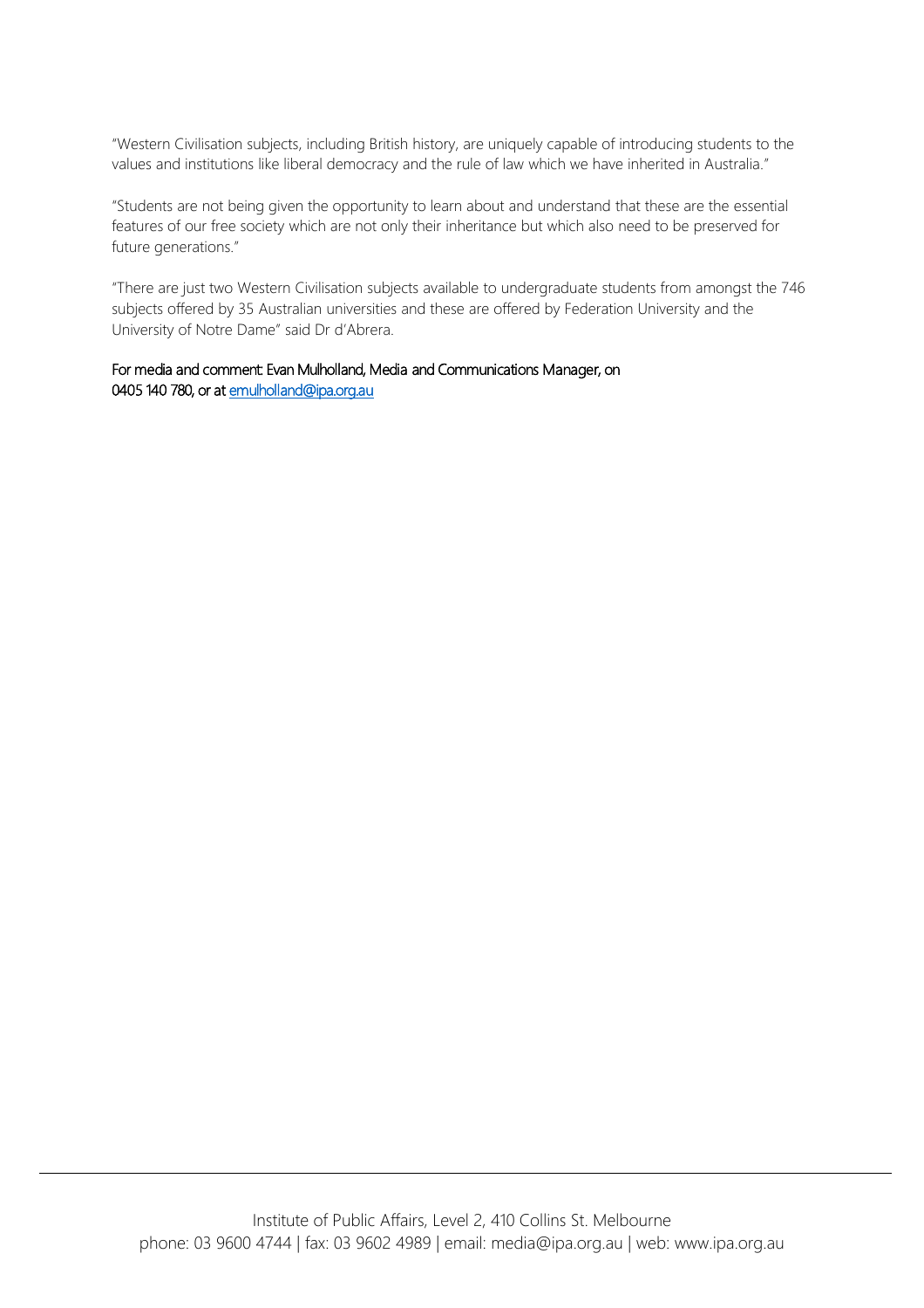"Western Civilisation subjects, including British history, are uniquely capable of introducing students to the values and institutions like liberal democracy and the rule of law which we have inherited in Australia."

"Students are not being given the opportunity to learn about and understand that these are the essential features of our free society which are not only their inheritance but which also need to be preserved for future generations."

"There are just two Western Civilisation subjects available to undergraduate students from amongst the 746 subjects offered by 35 Australian universities and these are offered by Federation University and the University of Notre Dame" said Dr d'Abrera.

For media and comment: Evan Mulholland, Media and Communications Manager, on 0405 140 780, or at emulholland@ipa.org.au

Institute of Public Affairs, Level 2, 410 Collins St. Melbourne
phone: 03 9600 4744 | fax: 03 9602 4989 | email: media@ipa.org.au | web: www.ipa.org.au